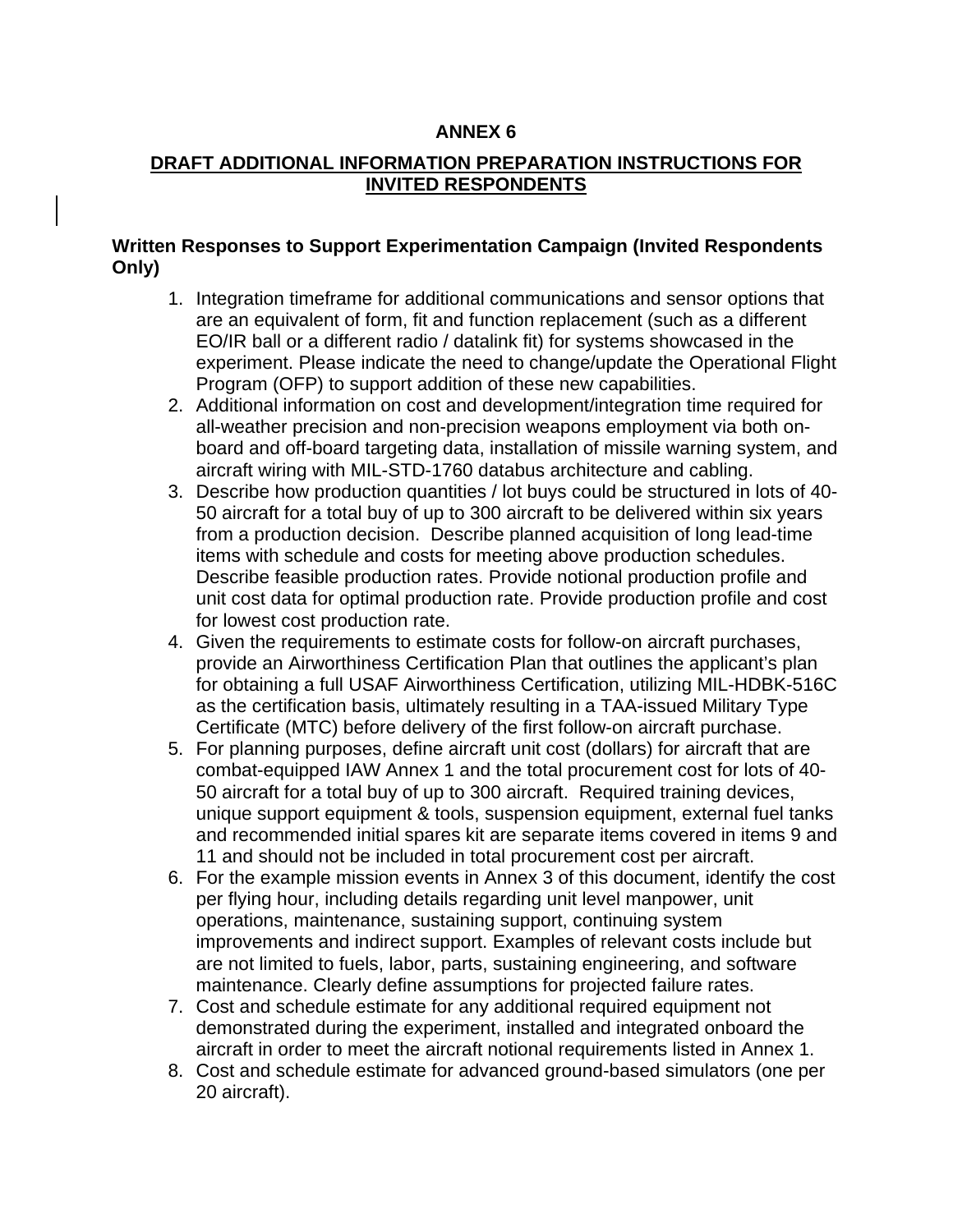# ANNEX 6

## DRAFT ADDITIONAL INFORMATION PREPARATION INSTRUCTIONS FOR INVITED RESPONDENTS

**Written Responses to Support Experimentation Campaign (Invited Respondents Only)**

1. Integration timeframe for additional communications and sensor options that are an equivalent of form, fit and function replacement (such as a different EO/IR ball or a different radio / datalink fit) for systems showcased in the experiment. Please indicate the need to change/update the Operational Flight Program (OFP) to support addition of these new capabilities.
2. Additional information on cost and development/integration time required for all-weather precision and non-precision weapons employment via both on-board and off-board targeting data, installation of missile warning system, and aircraft wiring with MIL-STD-1760 databus architecture and cabling.
3. Describe how production quantities / lot buys could be structured in lots of 40-50 aircraft for a total buy of up to 300 aircraft to be delivered within six years from a production decision. Describe planned acquisition of long lead-time items with schedule and costs for meeting above production schedules. Describe feasible production rates. Provide notional production profile and unit cost data for optimal production rate. Provide production profile and cost for lowest cost production rate.
4. Given the requirements to estimate costs for follow-on aircraft purchases, provide an Airworthiness Certification Plan that outlines the applicant's plan for obtaining a full USAF Airworthiness Certification, utilizing MIL-HDBK-516C as the certification basis, ultimately resulting in a TAA-issued Military Type Certificate (MTC) before delivery of the first follow-on aircraft purchase.
5. For planning purposes, define aircraft unit cost (dollars) for aircraft that are combat-equipped IAW Annex 1 and the total procurement cost for lots of 40-50 aircraft for a total buy of up to 300 aircraft. Required training devices, unique support equipment & tools, suspension equipment, external fuel tanks and recommended initial spares kit are separate items covered in items 9 and 11 and should not be included in total procurement cost per aircraft.
6. For the example mission events in Annex 3 of this document, identify the cost per flying hour, including details regarding unit level manpower, unit operations, maintenance, sustaining support, continuing system improvements and indirect support. Examples of relevant costs include but are not limited to fuels, labor, parts, sustaining engineering, and software maintenance. Clearly define assumptions for projected failure rates.
7. Cost and schedule estimate for any additional required equipment not demonstrated during the experiment, installed and integrated onboard the aircraft in order to meet the aircraft notional requirements listed in Annex 1.
8. Cost and schedule estimate for advanced ground-based simulators (one per 20 aircraft).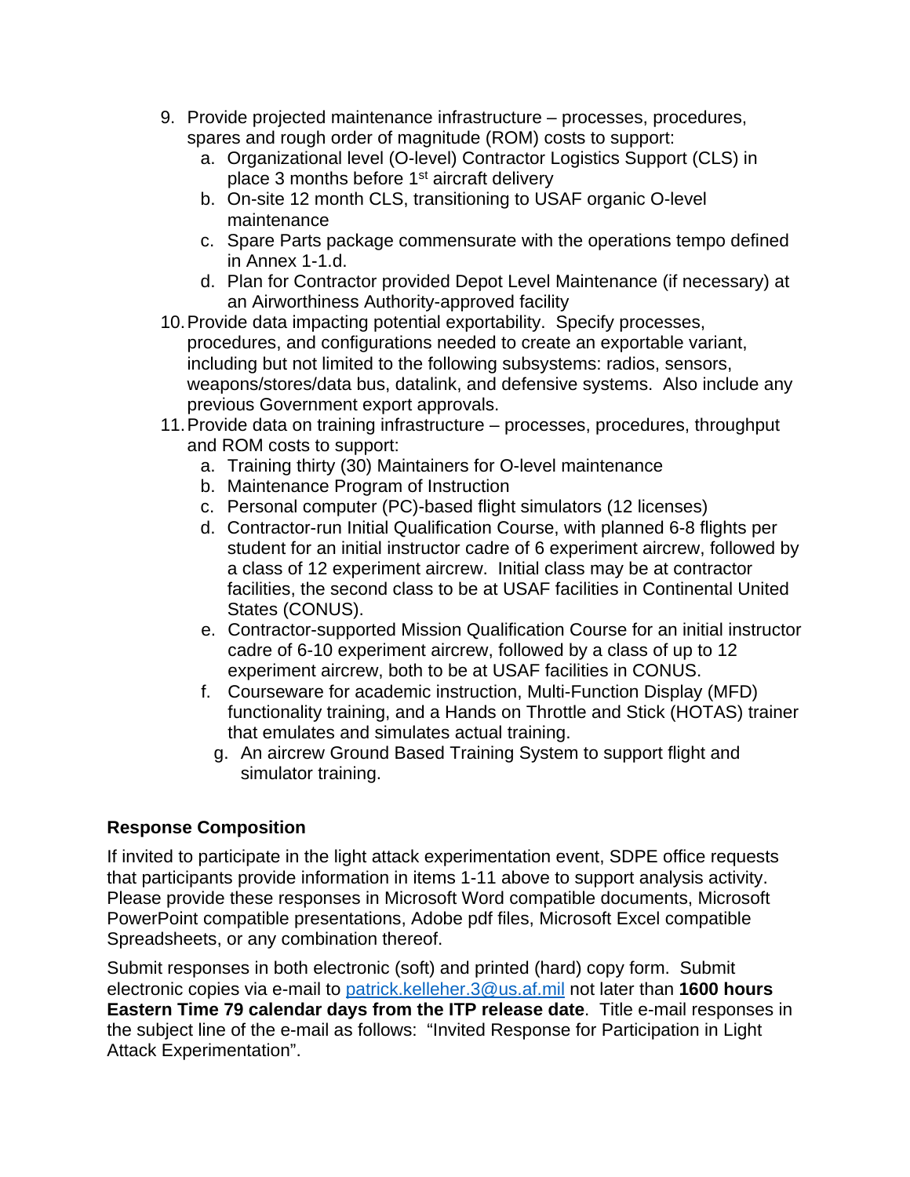9. Provide projected maintenance infrastructure – processes, procedures, spares and rough order of magnitude (ROM) costs to support:
   a. Organizational level (O-level) Contractor Logistics Support (CLS) in place 3 months before 1st aircraft delivery
   b. On-site 12 month CLS, transitioning to USAF organic O-level maintenance
   c. Spare Parts package commensurate with the operations tempo defined in Annex 1-1.d.
   d. Plan for Contractor provided Depot Level Maintenance (if necessary) at an Airworthiness Authority-approved facility
10. Provide data impacting potential exportability. Specify processes, procedures, and configurations needed to create an exportable variant, including but not limited to the following subsystems: radios, sensors, weapons/stores/data bus, datalink, and defensive systems. Also include any previous Government export approvals.
11. Provide data on training infrastructure – processes, procedures, throughput and ROM costs to support:
   a. Training thirty (30) Maintainers for O-level maintenance
   b. Maintenance Program of Instruction
   c. Personal computer (PC)-based flight simulators (12 licenses)
   d. Contractor-run Initial Qualification Course, with planned 6-8 flights per student for an initial instructor cadre of 6 experiment aircrew, followed by a class of 12 experiment aircrew. Initial class may be at contractor facilities, the second class to be at USAF facilities in Continental United States (CONUS).
   e. Contractor-supported Mission Qualification Course for an initial instructor cadre of 6-10 experiment aircrew, followed by a class of up to 12 experiment aircrew, both to be at USAF facilities in CONUS.
   f. Courseware for academic instruction, Multi-Function Display (MFD) functionality training, and a Hands on Throttle and Stick (HOTAS) trainer that emulates and simulates actual training.
   g. An aircrew Ground Based Training System to support flight and simulator training.

**Response Composition**

If invited to participate in the light attack experimentation event, SDPE office requests that participants provide information in items 1-11 above to support analysis activity. Please provide these responses in Microsoft Word compatible documents, Microsoft PowerPoint compatible presentations, Adobe pdf files, Microsoft Excel compatible Spreadsheets, or any combination thereof.

Submit responses in both electronic (soft) and printed (hard) copy form. Submit electronic copies via e-mail to patrick.kelleher.3@us.af.mil not later than **1600 hours Eastern Time 79 calendar days from the ITP release date**. Title e-mail responses in the subject line of the e-mail as follows: "Invited Response for Participation in Light Attack Experimentation".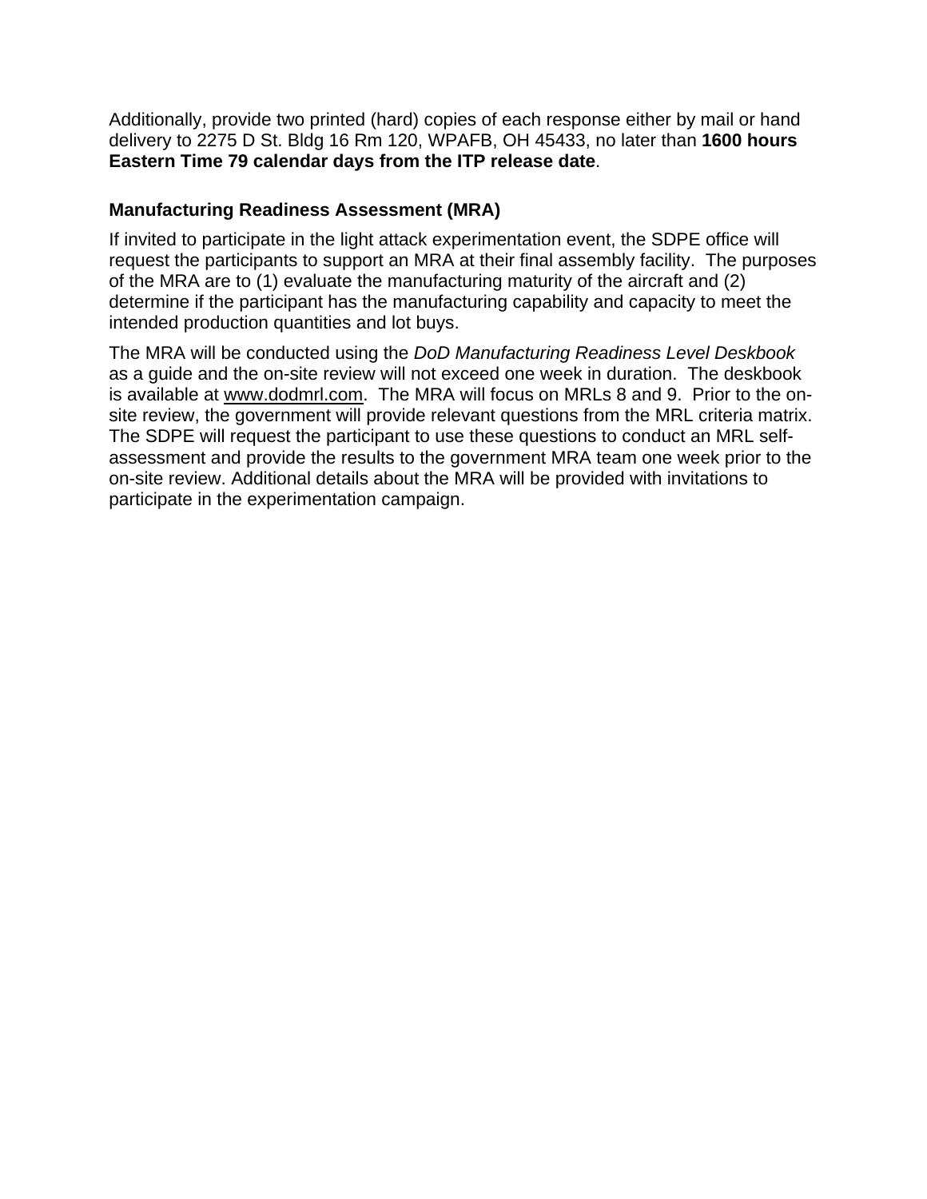Additionally, provide two printed (hard) copies of each response either by mail or hand delivery to 2275 D St. Bldg 16 Rm 120, WPAFB, OH 45433, no later than **1600 hours Eastern Time 79 calendar days from the ITP release date**.

**Manufacturing Readiness Assessment (MRA)**

If invited to participate in the light attack experimentation event, the SDPE office will request the participants to support an MRA at their final assembly facility. The purposes of the MRA are to (1) evaluate the manufacturing maturity of the aircraft and (2) determine if the participant has the manufacturing capability and capacity to meet the intended production quantities and lot buys.

The MRA will be conducted using the *DoD Manufacturing Readiness Level Deskbook* as a guide and the on-site review will not exceed one week in duration. The deskbook is available at www.dodmrl.com. The MRA will focus on MRLs 8 and 9. Prior to the on-site review, the government will provide relevant questions from the MRL criteria matrix. The SDPE will request the participant to use these questions to conduct an MRL self-assessment and provide the results to the government MRA team one week prior to the on-site review. Additional details about the MRA will be provided with invitations to participate in the experimentation campaign.